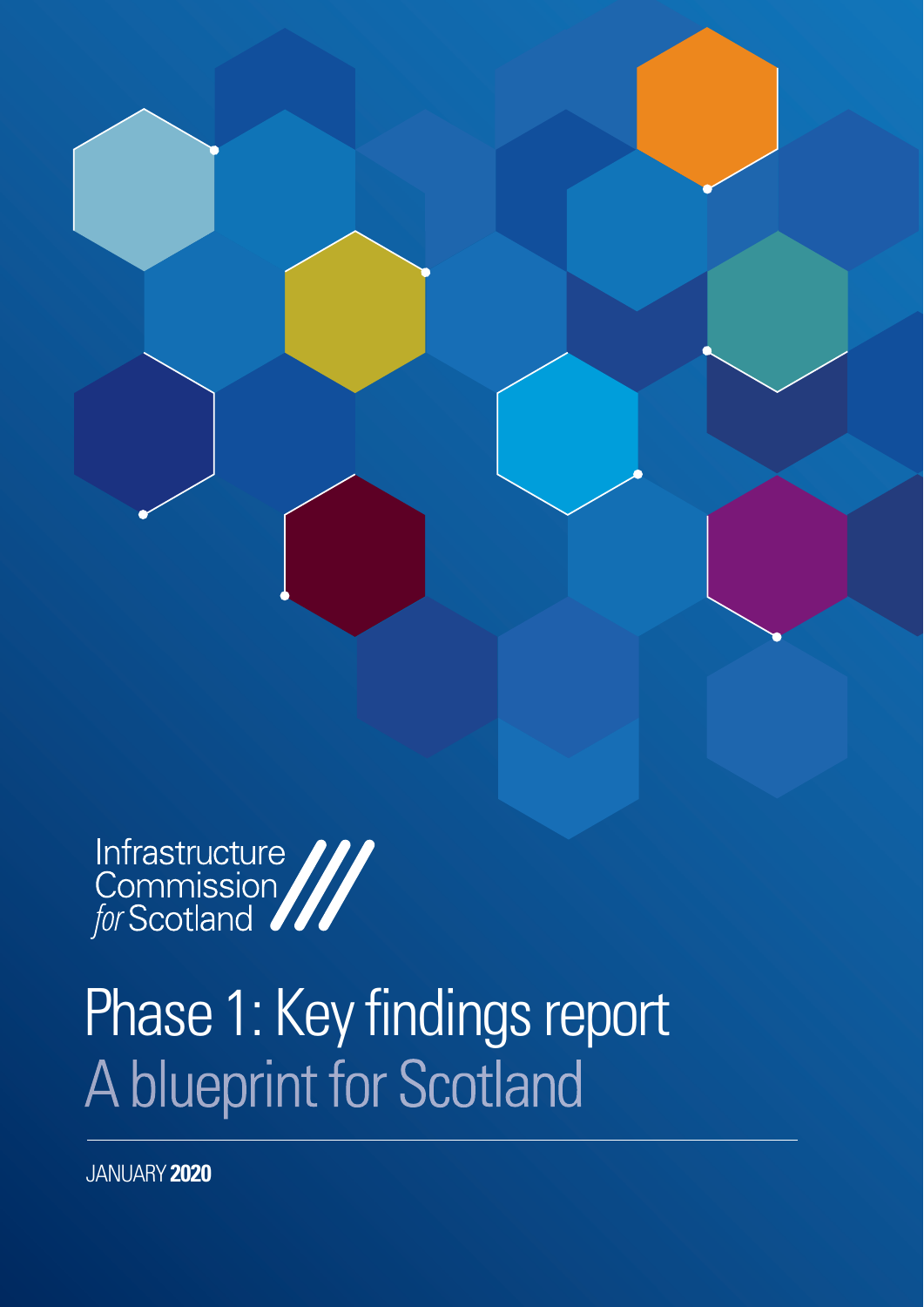Infrastructure Commission *for* Scotland

# Phase 1: Key findings report

## A blueprint for Scotland

JANUARY **2020**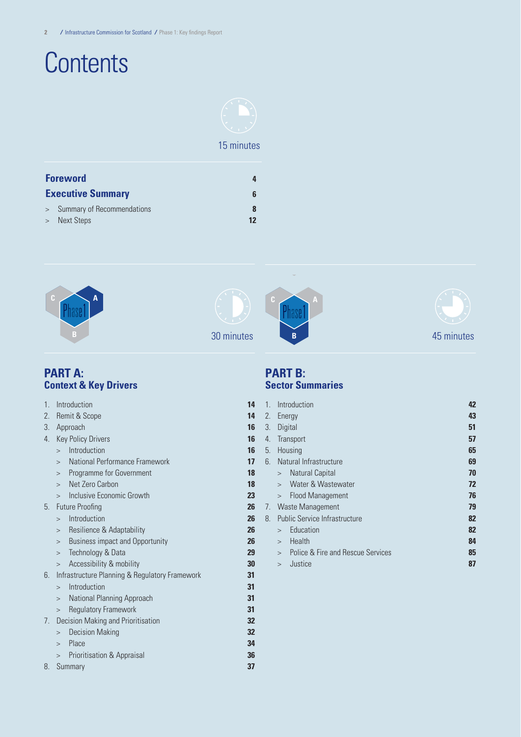# Contents

15 minutes

| | |
|---|---|
| **Foreword** | **4** |
| **Executive Summary** | **6** |
| > Summary of Recommendations | **8** |
| > Next Steps | **12** |

30 minutes

## PART A: Context & Key Drivers

| | |
|---|---|
| 1. Introduction | **14** |
| 2. Remit & Scope | **14** |
| 3. Approach | **16** |
| 4. Key Policy Drivers | **16** |
| > Introduction | **16** |
| > National Performance Framework | **17** |
| > Programme for Government | **18** |
| > Net Zero Carbon | **18** |
| > Inclusive Economic Growth | **23** |
| 5. Future Proofing | **26** |
| > Introduction | **26** |
| > Resilience & Adaptability | **26** |
| > Business impact and Opportunity | **26** |
| > Technology & Data | **29** |
| > Accessibility & mobility | **30** |
| 6. Infrastructure Planning & Regulatory Framework | **31** |
| > Introduction | **31** |
| > National Planning Approach | **31** |
| > Regulatory Framework | **31** |
| 7. Decision Making and Prioritisation | **32** |
| > Decision Making | **32** |
| > Place | **34** |
| > Prioritisation & Appraisal | **36** |
| 8. Summary | **37** |

45 minutes

## PART B: Sector Summaries

| | |
|---|---|
| 1. Introduction | **42** |
| 2. Energy | **43** |
| 3. Digital | **51** |
| 4. Transport | **57** |
| 5. Housing | **65** |
| 6. Natural Infrastructure | **69** |
| > Natural Capital | **70** |
| > Water & Wastewater | **72** |
| > Flood Management | **76** |
| 7. Waste Management | **79** |
| 8. Public Service Infrastructure | **82** |
| > Education | **82** |
| > Health | **84** |
| > Police & Fire and Rescue Services | **85** |
| > Justice | **87** |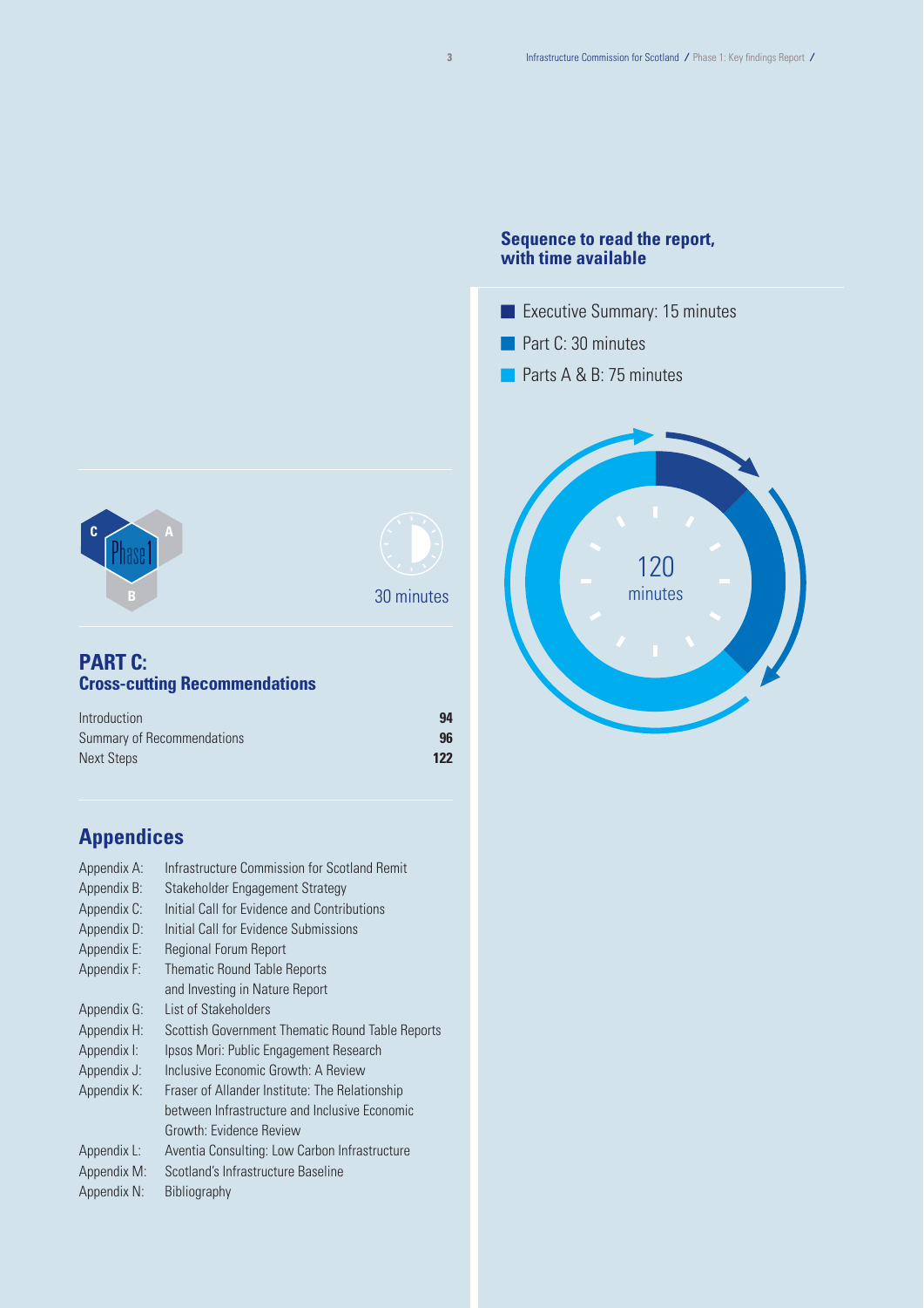## PART C: Cross-cutting Recommendations

30 minutes

| | |
|---|---|
| Introduction | **94** |
| Summary of Recommendations | **96** |
| Next Steps | **122** |

## Appendices

Appendix A: Infrastructure Commission for Scotland Remit
Appendix B: Stakeholder Engagement Strategy
Appendix C: Initial Call for Evidence and Contributions
Appendix D: Initial Call for Evidence Submissions
Appendix E: Regional Forum Report
Appendix F: Thematic Round Table Reports and Investing in Nature Report
Appendix G: List of Stakeholders
Appendix H: Scottish Government Thematic Round Table Reports
Appendix I: Ipsos Mori: Public Engagement Research
Appendix J: Inclusive Economic Growth: A Review
Appendix K: Fraser of Allander Institute: The Relationship between Infrastructure and Inclusive Economic Growth: Evidence Review
Appendix L: Aventia Consulting: Low Carbon Infrastructure
Appendix M: Scotland's Infrastructure Baseline
Appendix N: Bibliography

### Sequence to read the report, with time available

- Executive Summary: 15 minutes
- Part C: 30 minutes
- Parts A & B: 75 minutes

120 minutes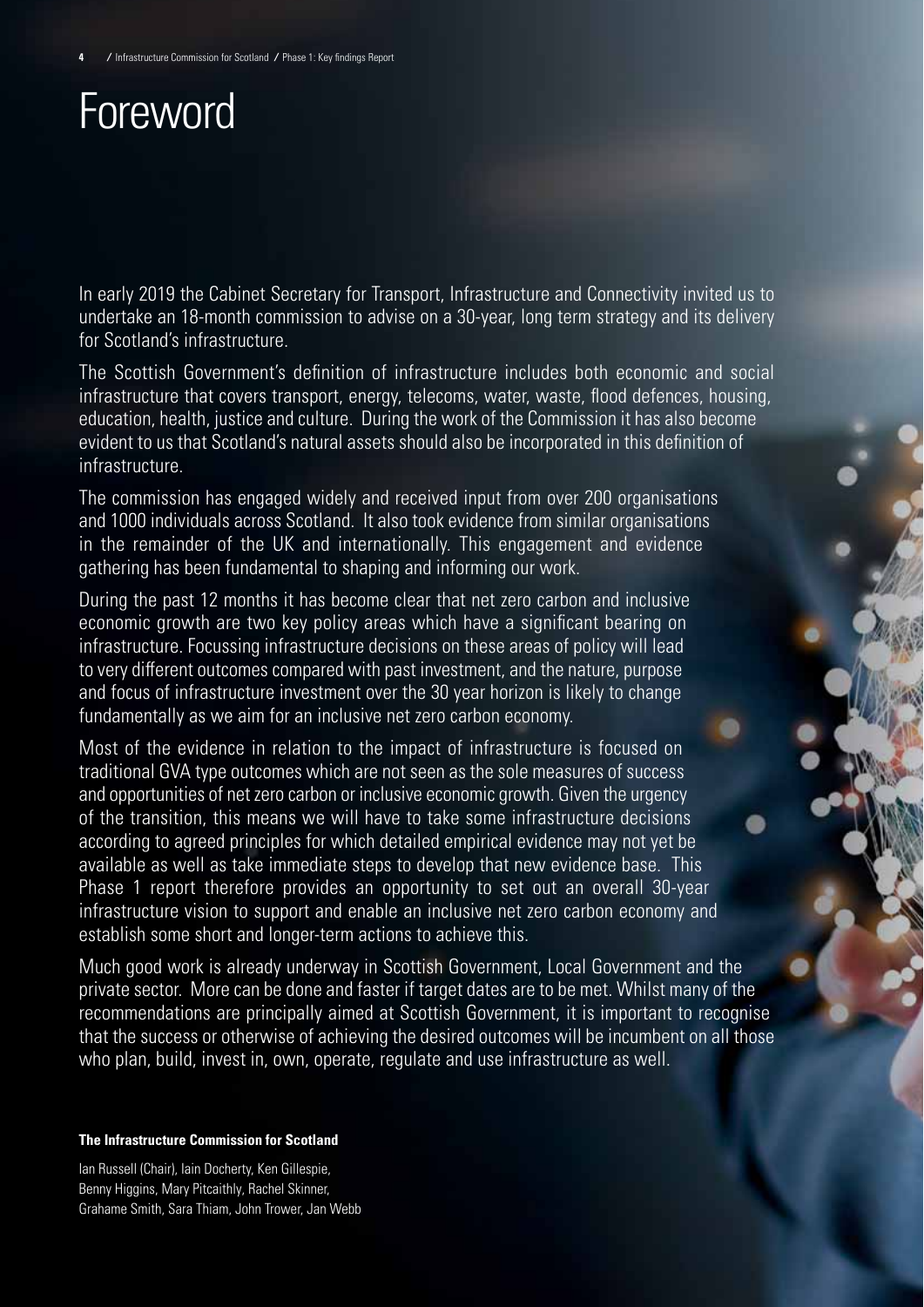# Foreword

In early 2019 the Cabinet Secretary for Transport, Infrastructure and Connectivity invited us to undertake an 18-month commission to advise on a 30-year, long term strategy and its delivery for Scotland's infrastructure.

The Scottish Government's definition of infrastructure includes both economic and social infrastructure that covers transport, energy, telecoms, water, waste, flood defences, housing, education, health, justice and culture. During the work of the Commission it has also become evident to us that Scotland's natural assets should also be incorporated in this definition of infrastructure.

The commission has engaged widely and received input from over 200 organisations and 1000 individuals across Scotland. It also took evidence from similar organisations in the remainder of the UK and internationally. This engagement and evidence gathering has been fundamental to shaping and informing our work.

During the past 12 months it has become clear that net zero carbon and inclusive economic growth are two key policy areas which have a significant bearing on infrastructure. Focussing infrastructure decisions on these areas of policy will lead to very different outcomes compared with past investment, and the nature, purpose and focus of infrastructure investment over the 30 year horizon is likely to change fundamentally as we aim for an inclusive net zero carbon economy.

Most of the evidence in relation to the impact of infrastructure is focused on traditional GVA type outcomes which are not seen as the sole measures of success and opportunities of net zero carbon or inclusive economic growth. Given the urgency of the transition, this means we will have to take some infrastructure decisions according to agreed principles for which detailed empirical evidence may not yet be available as well as take immediate steps to develop that new evidence base. This Phase 1 report therefore provides an opportunity to set out an overall 30-year infrastructure vision to support and enable an inclusive net zero carbon economy and establish some short and longer-term actions to achieve this.

Much good work is already underway in Scottish Government, Local Government and the private sector. More can be done and faster if target dates are to be met. Whilst many of the recommendations are principally aimed at Scottish Government, it is important to recognise that the success or otherwise of achieving the desired outcomes will be incumbent on all those who plan, build, invest in, own, operate, regulate and use infrastructure as well.

**The Infrastructure Commission for Scotland**

Ian Russell (Chair), Iain Docherty, Ken Gillespie, Benny Higgins, Mary Pitcaithly, Rachel Skinner, Grahame Smith, Sara Thiam, John Trower, Jan Webb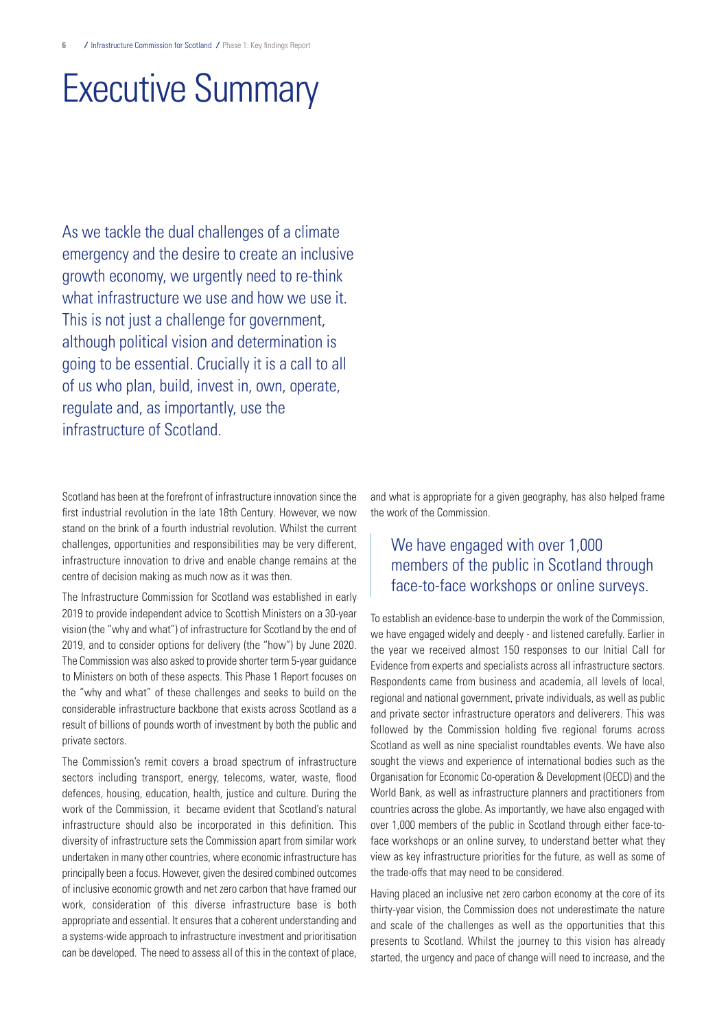# Executive Summary

As we tackle the dual challenges of a climate emergency and the desire to create an inclusive growth economy, we urgently need to re-think what infrastructure we use and how we use it. This is not just a challenge for government, although political vision and determination is going to be essential. Crucially it is a call to all of us who plan, build, invest in, own, operate, regulate and, as importantly, use the infrastructure of Scotland.

Scotland has been at the forefront of infrastructure innovation since the first industrial revolution in the late 18th Century. However, we now stand on the brink of a fourth industrial revolution. Whilst the current challenges, opportunities and responsibilities may be very different, infrastructure innovation to drive and enable change remains at the centre of decision making as much now as it was then.

The Infrastructure Commission for Scotland was established in early 2019 to provide independent advice to Scottish Ministers on a 30-year vision (the "why and what") of infrastructure for Scotland by the end of 2019, and to consider options for delivery (the "how") by June 2020. The Commission was also asked to provide shorter term 5-year guidance to Ministers on both of these aspects. This Phase 1 Report focuses on the "why and what" of these challenges and seeks to build on the considerable infrastructure backbone that exists across Scotland as a result of billions of pounds worth of investment by both the public and private sectors.

The Commission's remit covers a broad spectrum of infrastructure sectors including transport, energy, telecoms, water, waste, flood defences, housing, education, health, justice and culture. During the work of the Commission, it became evident that Scotland's natural infrastructure should also be incorporated in this definition. This diversity of infrastructure sets the Commission apart from similar work undertaken in many other countries, where economic infrastructure has principally been a focus. However, given the desired combined outcomes of inclusive economic growth and net zero carbon that have framed our work, consideration of this diverse infrastructure base is both appropriate and essential. It ensures that a coherent understanding and a systems-wide approach to infrastructure investment and prioritisation can be developed. The need to assess all of this in the context of place, and what is appropriate for a given geography, has also helped frame the work of the Commission.

> We have engaged with over 1,000 members of the public in Scotland through face-to-face workshops or online surveys.

To establish an evidence-base to underpin the work of the Commission, we have engaged widely and deeply - and listened carefully. Earlier in the year we received almost 150 responses to our Initial Call for Evidence from experts and specialists across all infrastructure sectors. Respondents came from business and academia, all levels of local, regional and national government, private individuals, as well as public and private sector infrastructure operators and deliverers. This was followed by the Commission holding five regional forums across Scotland as well as nine specialist roundtables events. We have also sought the views and experience of international bodies such as the Organisation for Economic Co-operation & Development (OECD) and the World Bank, as well as infrastructure planners and practitioners from countries across the globe. As importantly, we have also engaged with over 1,000 members of the public in Scotland through either face-to-face workshops or an online survey, to understand better what they view as key infrastructure priorities for the future, as well as some of the trade-offs that may need to be considered.

Having placed an inclusive net zero carbon economy at the core of its thirty-year vision, the Commission does not underestimate the nature and scale of the challenges as well as the opportunities that this presents to Scotland. Whilst the journey to this vision has already started, the urgency and pace of change will need to increase, and the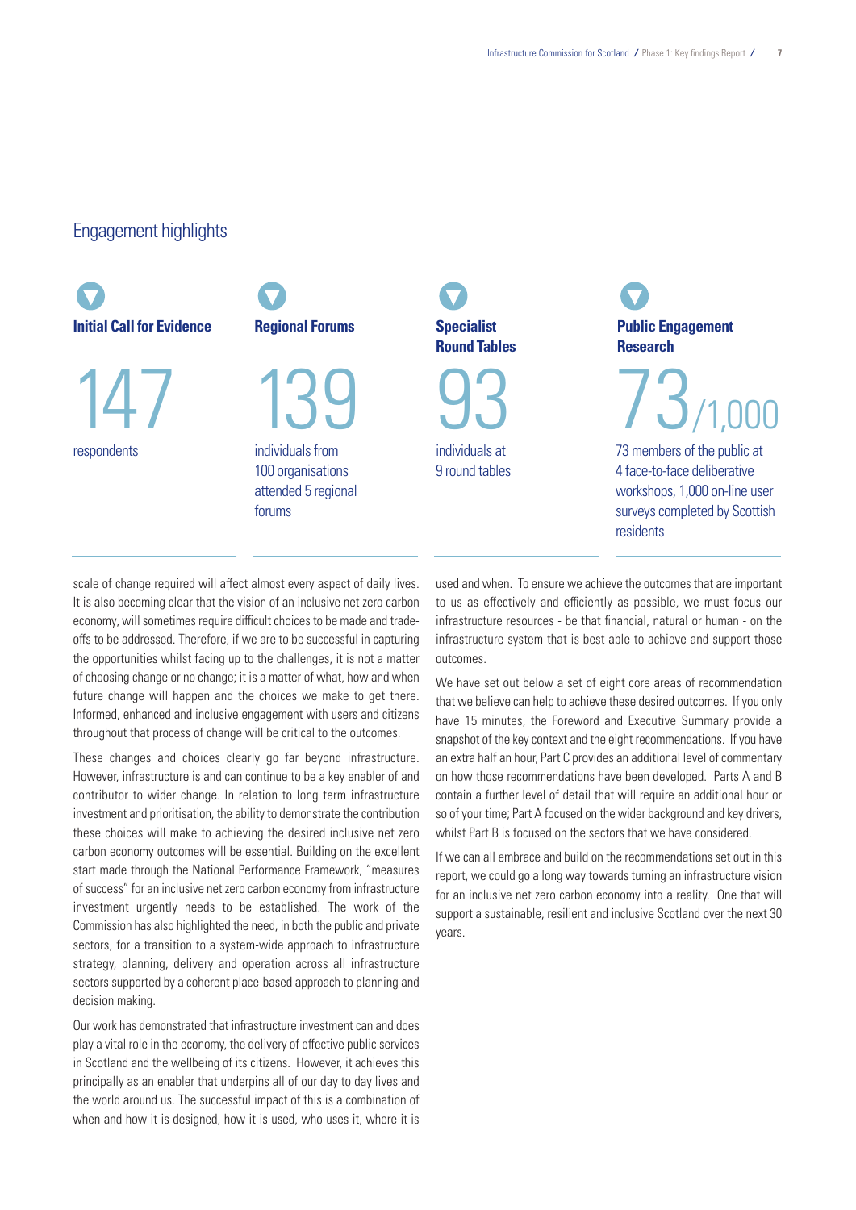## Engagement highlights

**Initial Call for Evidence**

147

respondents

**Regional Forums**

139

individuals from 100 organisations attended 5 regional forums

**Specialist Round Tables**

93

individuals at 9 round tables

**Public Engagement Research**

73/1,000

73 members of the public at 4 face-to-face deliberative workshops, 1,000 on-line user surveys completed by Scottish residents

scale of change required will affect almost every aspect of daily lives. It is also becoming clear that the vision of an inclusive net zero carbon economy, will sometimes require difficult choices to be made and trade-offs to be addressed. Therefore, if we are to be successful in capturing the opportunities whilst facing up to the challenges, it is not a matter of choosing change or no change; it is a matter of what, how and when future change will happen and the choices we make to get there. Informed, enhanced and inclusive engagement with users and citizens throughout that process of change will be critical to the outcomes.

These changes and choices clearly go far beyond infrastructure. However, infrastructure is and can continue to be a key enabler of and contributor to wider change. In relation to long term infrastructure investment and prioritisation, the ability to demonstrate the contribution these choices will make to achieving the desired inclusive net zero carbon economy outcomes will be essential. Building on the excellent start made through the National Performance Framework, "measures of success" for an inclusive net zero carbon economy from infrastructure investment urgently needs to be established. The work of the Commission has also highlighted the need, in both the public and private sectors, for a transition to a system-wide approach to infrastructure strategy, planning, delivery and operation across all infrastructure sectors supported by a coherent place-based approach to planning and decision making.

Our work has demonstrated that infrastructure investment can and does play a vital role in the economy, the delivery of effective public services in Scotland and the wellbeing of its citizens. However, it achieves this principally as an enabler that underpins all of our day to day lives and the world around us. The successful impact of this is a combination of when and how it is designed, how it is used, who uses it, where it is used and when. To ensure we achieve the outcomes that are important to us as effectively and efficiently as possible, we must focus our infrastructure resources - be that financial, natural or human - on the infrastructure system that is best able to achieve and support those outcomes.

We have set out below a set of eight core areas of recommendation that we believe can help to achieve these desired outcomes. If you only have 15 minutes, the Foreword and Executive Summary provide a snapshot of the key context and the eight recommendations. If you have an extra half an hour, Part C provides an additional level of commentary on how those recommendations have been developed. Parts A and B contain a further level of detail that will require an additional hour or so of your time; Part A focused on the wider background and key drivers, whilst Part B is focused on the sectors that we have considered.

If we can all embrace and build on the recommendations set out in this report, we could go a long way towards turning an infrastructure vision for an inclusive net zero carbon economy into a reality. One that will support a sustainable, resilient and inclusive Scotland over the next 30 years.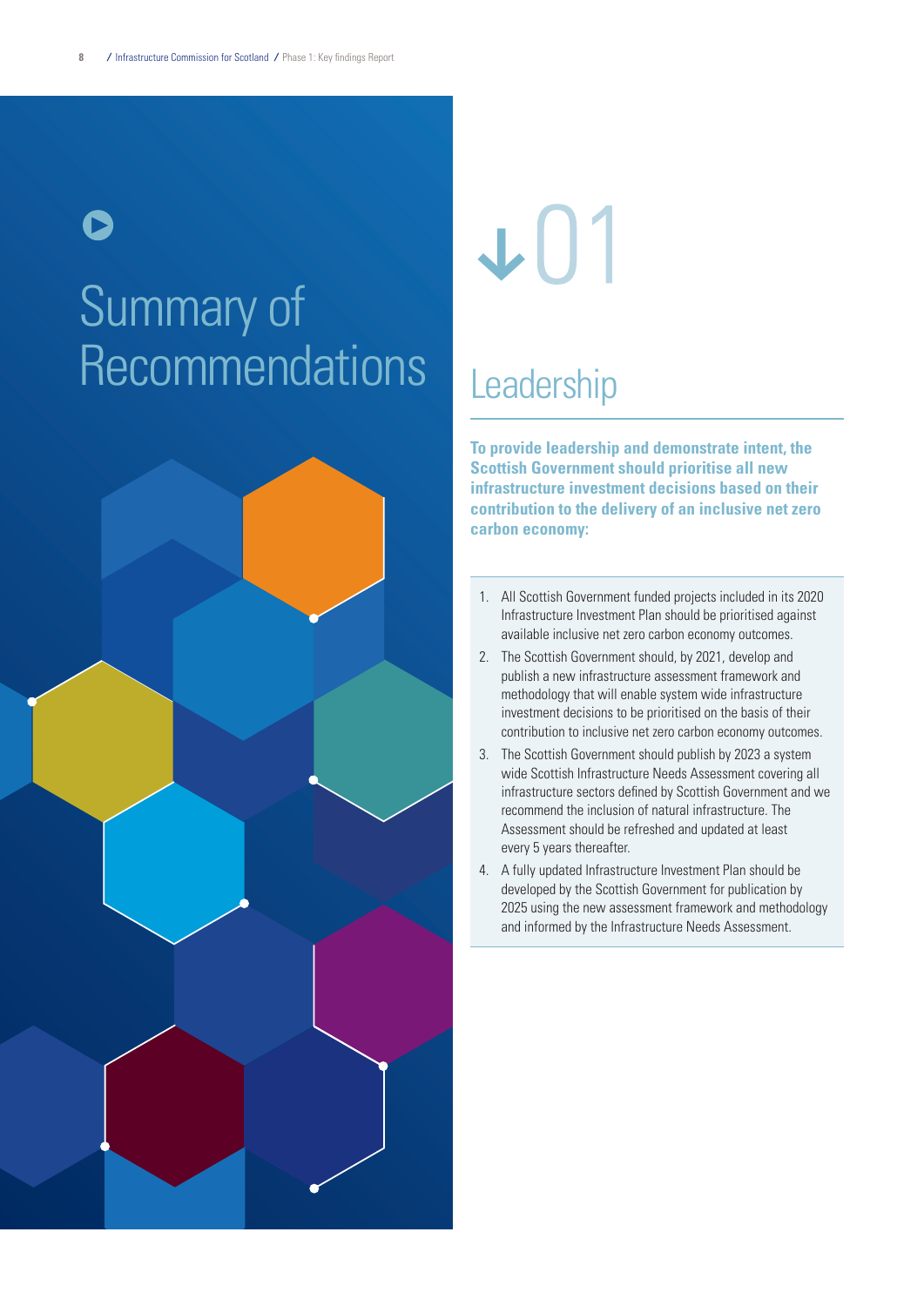# Summary of Recommendations

## 01 Leadership

**To provide leadership and demonstrate intent, the Scottish Government should prioritise all new infrastructure investment decisions based on their contribution to the delivery of an inclusive net zero carbon economy:**

1. All Scottish Government funded projects included in its 2020 Infrastructure Investment Plan should be prioritised against available inclusive net zero carbon economy outcomes.
2. The Scottish Government should, by 2021, develop and publish a new infrastructure assessment framework and methodology that will enable system wide infrastructure investment decisions to be prioritised on the basis of their contribution to inclusive net zero carbon economy outcomes.
3. The Scottish Government should publish by 2023 a system wide Scottish Infrastructure Needs Assessment covering all infrastructure sectors defined by Scottish Government and we recommend the inclusion of natural infrastructure. The Assessment should be refreshed and updated at least every 5 years thereafter.
4. A fully updated Infrastructure Investment Plan should be developed by the Scottish Government for publication by 2025 using the new assessment framework and methodology and informed by the Infrastructure Needs Assessment.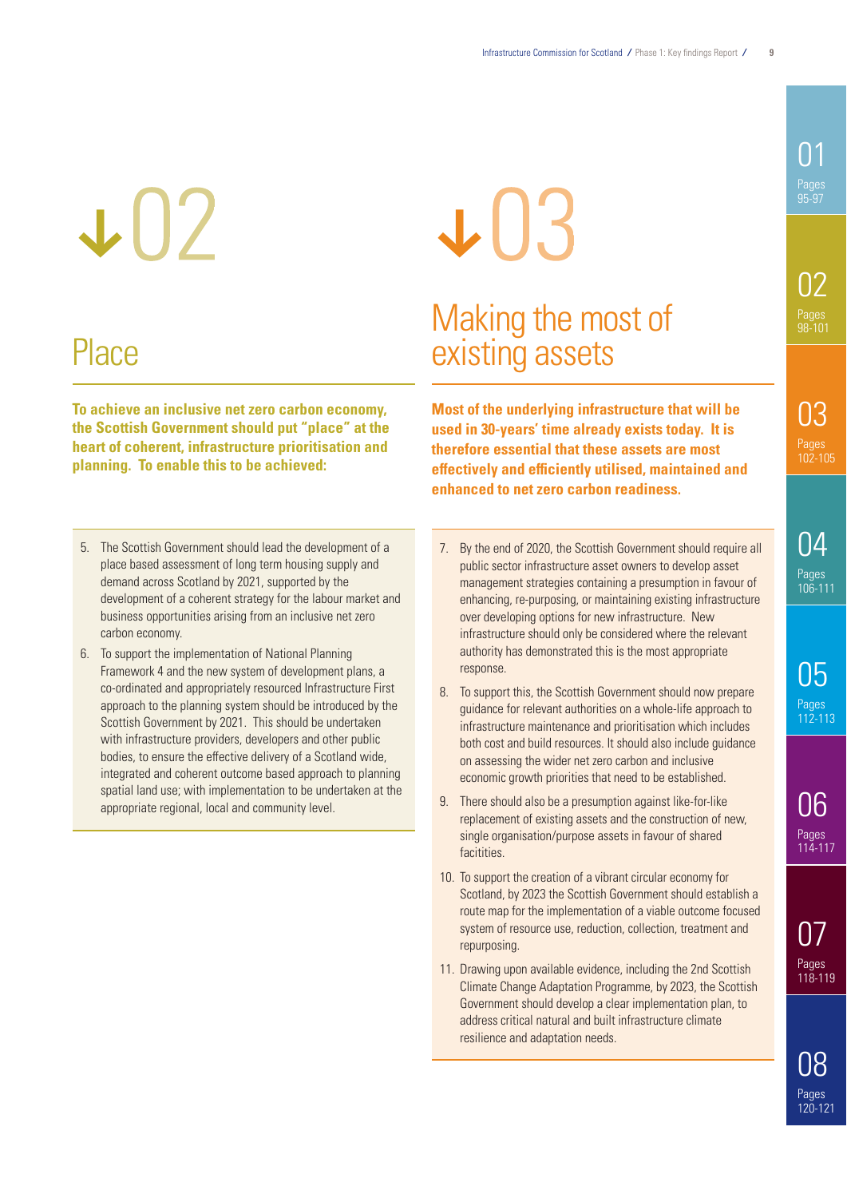## 02

## Place

**To achieve an inclusive net zero carbon economy, the Scottish Government should put "place" at the heart of coherent, infrastructure prioritisation and planning. To enable this to be achieved:**

5. The Scottish Government should lead the development of a place based assessment of long term housing supply and demand across Scotland by 2021, supported by the development of a coherent strategy for the labour market and business opportunities arising from an inclusive net zero carbon economy.
6. To support the implementation of National Planning Framework 4 and the new system of development plans, a co-ordinated and appropriately resourced Infrastructure First approach to the planning system should be introduced by the Scottish Government by 2021. This should be undertaken with infrastructure providers, developers and other public bodies, to ensure the effective delivery of a Scotland wide, integrated and coherent outcome based approach to planning spatial land use; with implementation to be undertaken at the appropriate regional, local and community level.

## 03

## Making the most of existing assets

**Most of the underlying infrastructure that will be used in 30-years' time already exists today. It is therefore essential that these assets are most effectively and efficiently utilised, maintained and enhanced to net zero carbon readiness.**

7. By the end of 2020, the Scottish Government should require all public sector infrastructure asset owners to develop asset management strategies containing a presumption in favour of enhancing, re-purposing, or maintaining existing infrastructure over developing options for new infrastructure. New infrastructure should only be considered where the relevant authority has demonstrated this is the most appropriate response.
8. To support this, the Scottish Government should now prepare guidance for relevant authorities on a whole-life approach to infrastructure maintenance and prioritisation which includes both cost and build resources. It should also include guidance on assessing the wider net zero carbon and inclusive economic growth priorities that need to be established.
9. There should also be a presumption against like-for-like replacement of existing assets and the construction of new, single organisation/purpose assets in favour of shared facitities.
10. To support the creation of a vibrant circular economy for Scotland, by 2023 the Scottish Government should establish a route map for the implementation of a viable outcome focused system of resource use, reduction, collection, treatment and repurposing.
11. Drawing upon available evidence, including the 2nd Scottish Climate Change Adaptation Programme, by 2023, the Scottish Government should develop a clear implementation plan, to address critical natural and built infrastructure climate resilience and adaptation needs.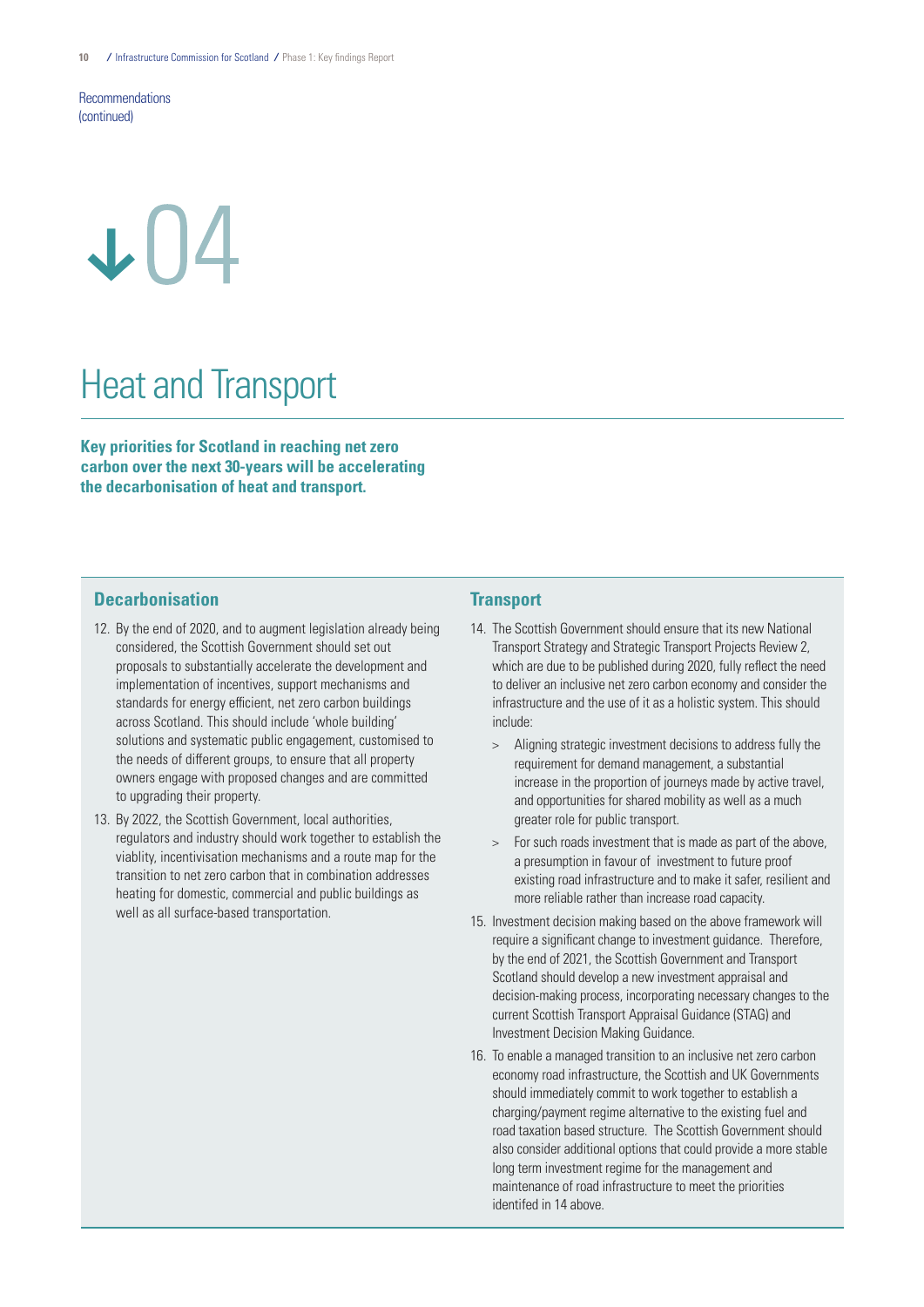Recommendations (continued)

# 04

# Heat and Transport

**Key priorities for Scotland in reaching net zero carbon over the next 30-years will be accelerating the decarbonisation of heat and transport.**

## Decarbonisation

12. By the end of 2020, and to augment legislation already being considered, the Scottish Government should set out proposals to substantially accelerate the development and implementation of incentives, support mechanisms and standards for energy efficient, net zero carbon buildings across Scotland. This should include 'whole building' solutions and systematic public engagement, customised to the needs of different groups, to ensure that all property owners engage with proposed changes and are committed to upgrading their property.

13. By 2022, the Scottish Government, local authorities, regulators and industry should work together to establish the viablity, incentivisation mechanisms and a route map for the transition to net zero carbon that in combination addresses heating for domestic, commercial and public buildings as well as all surface-based transportation.

## Transport

14. The Scottish Government should ensure that its new National Transport Strategy and Strategic Transport Projects Review 2, which are due to be published during 2020, fully reflect the need to deliver an inclusive net zero carbon economy and consider the infrastructure and the use of it as a holistic system. This should include:

    > Aligning strategic investment decisions to address fully the requirement for demand management, a substantial increase in the proportion of journeys made by active travel, and opportunities for shared mobility as well as a much greater role for public transport.

    > For such roads investment that is made as part of the above, a presumption in favour of investment to future proof existing road infrastructure and to make it safer, resilient and more reliable rather than increase road capacity.

15. Investment decision making based on the above framework will require a significant change to investment guidance. Therefore, by the end of 2021, the Scottish Government and Transport Scotland should develop a new investment appraisal and decision-making process, incorporating necessary changes to the current Scottish Transport Appraisal Guidance (STAG) and Investment Decision Making Guidance.

16. To enable a managed transition to an inclusive net zero carbon economy road infrastructure, the Scottish and UK Governments should immediately commit to work together to establish a charging/payment regime alternative to the existing fuel and road taxation based structure. The Scottish Government should also consider additional options that could provide a more stable long term investment regime for the management and maintenance of road infrastructure to meet the priorities identifed in 14 above.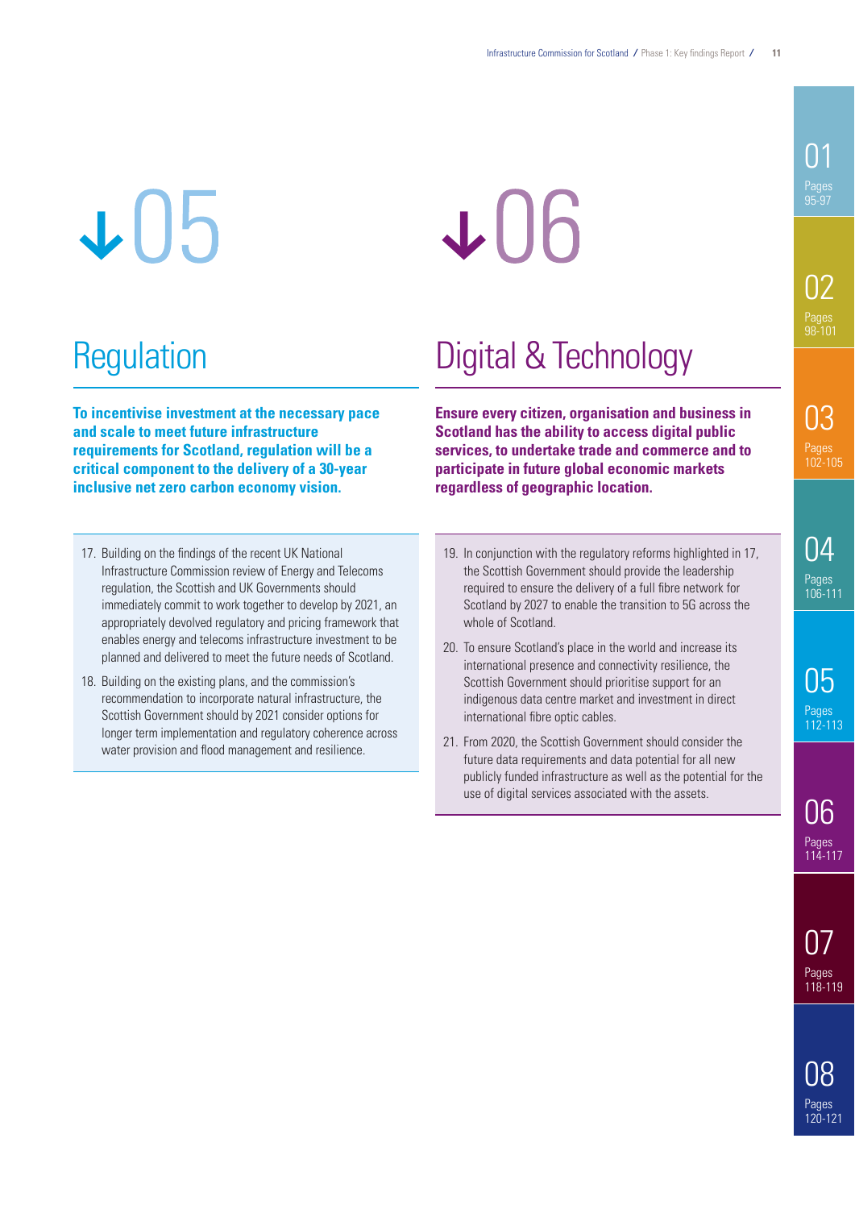↓05

## Regulation

**To incentivise investment at the necessary pace and scale to meet future infrastructure requirements for Scotland, regulation will be a critical component to the delivery of a 30-year inclusive net zero carbon economy vision.**

17. Building on the findings of the recent UK National Infrastructure Commission review of Energy and Telecoms regulation, the Scottish and UK Governments should immediately commit to work together to develop by 2021, an appropriately devolved regulatory and pricing framework that enables energy and telecoms infrastructure investment to be planned and delivered to meet the future needs of Scotland.
18. Building on the existing plans, and the commission's recommendation to incorporate natural infrastructure, the Scottish Government should by 2021 consider options for longer term implementation and regulatory coherence across water provision and flood management and resilience.

↓06

## Digital & Technology

**Ensure every citizen, organisation and business in Scotland has the ability to access digital public services, to undertake trade and commerce and to participate in future global economic markets regardless of geographic location.**

19. In conjunction with the regulatory reforms highlighted in 17, the Scottish Government should provide the leadership required to ensure the delivery of a full fibre network for Scotland by 2027 to enable the transition to 5G across the whole of Scotland.
20. To ensure Scotland's place in the world and increase its international presence and connectivity resilience, the Scottish Government should prioritise support for an indigenous data centre market and investment in direct international fibre optic cables.
21. From 2020, the Scottish Government should consider the future data requirements and data potential for all new publicly funded infrastructure as well as the potential for the use of digital services associated with the assets.

01 Pages 95-97

02 Pages 98-101

03 Pages 102-105

04 Pages 106-111

05 Pages 112-113

06 Pages 114-117

07 Pages 118-119

08 Pages 120-121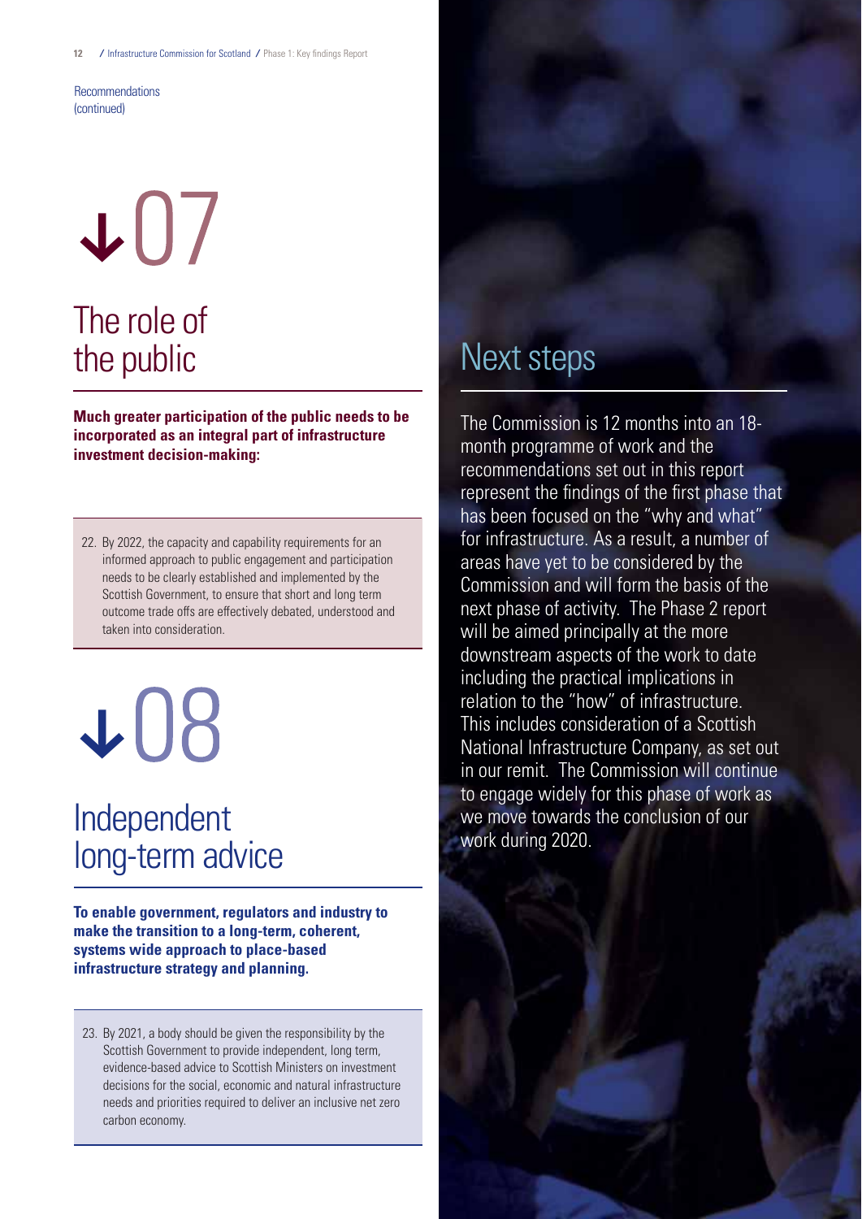Recommendations (continued)

# ↓07

## The role of the public

**Much greater participation of the public needs to be incorporated as an integral part of infrastructure investment decision-making:**

22. By 2022, the capacity and capability requirements for an informed approach to public engagement and participation needs to be clearly established and implemented by the Scottish Government, to ensure that short and long term outcome trade offs are effectively debated, understood and taken into consideration.

# ↓08

## Independent long-term advice

**To enable government, regulators and industry to make the transition to a long-term, coherent, systems wide approach to place-based infrastructure strategy and planning.**

23. By 2021, a body should be given the responsibility by the Scottish Government to provide independent, long term, evidence-based advice to Scottish Ministers on investment decisions for the social, economic and natural infrastructure needs and priorities required to deliver an inclusive net zero carbon economy.

## Next steps

The Commission is 12 months into an 18-month programme of work and the recommendations set out in this report represent the findings of the first phase that has been focused on the "why and what" for infrastructure. As a result, a number of areas have yet to be considered by the Commission and will form the basis of the next phase of activity. The Phase 2 report will be aimed principally at the more downstream aspects of the work to date including the practical implications in relation to the "how" of infrastructure. This includes consideration of a Scottish National Infrastructure Company, as set out in our remit. The Commission will continue to engage widely for this phase of work as we move towards the conclusion of our work during 2020.